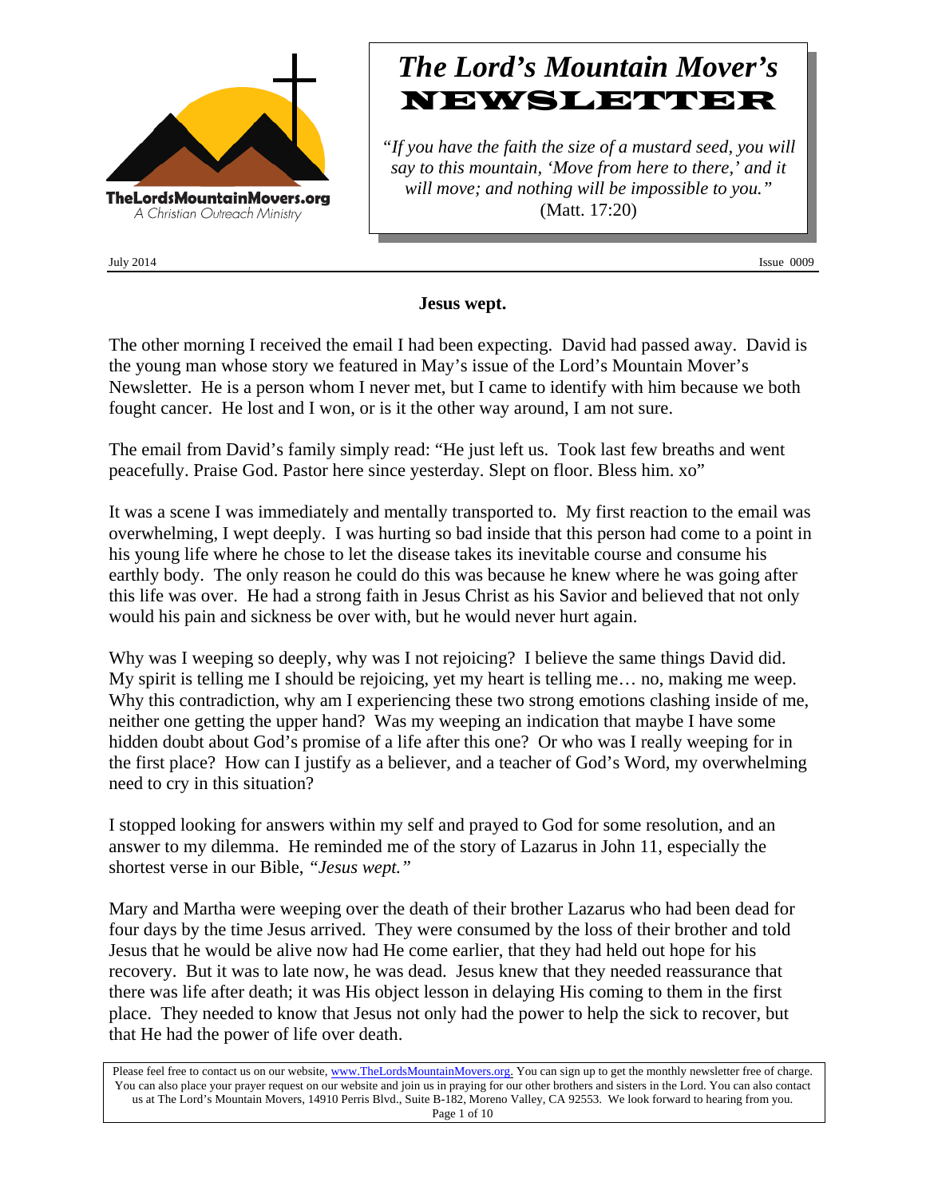TheLordsMountainMovers.org
*A Christian Outreach Ministry*

# *The Lord's Mountain Mover's* NEWSLETTER

*"If you have the faith the size of a mustard seed, you will say to this mountain, 'Move from here to there,' and it will move; and nothing will be impossible to you."* (Matt. 17:20)

July 2014 Issue 0009

## Jesus wept.

The other morning I received the email I had been expecting. David had passed away. David is the young man whose story we featured in May's issue of the Lord's Mountain Mover's Newsletter. He is a person whom I never met, but I came to identify with him because we both fought cancer. He lost and I won, or is it the other way around, I am not sure.

The email from David's family simply read: "He just left us. Took last few breaths and went peacefully. Praise God. Pastor here since yesterday. Slept on floor. Bless him. xo"

It was a scene I was immediately and mentally transported to. My first reaction to the email was overwhelming, I wept deeply. I was hurting so bad inside that this person had come to a point in his young life where he chose to let the disease takes its inevitable course and consume his earthly body. The only reason he could do this was because he knew where he was going after this life was over. He had a strong faith in Jesus Christ as his Savior and believed that not only would his pain and sickness be over with, but he would never hurt again.

Why was I weeping so deeply, why was I not rejoicing? I believe the same things David did. My spirit is telling me I should be rejoicing, yet my heart is telling me… no, making me weep. Why this contradiction, why am I experiencing these two strong emotions clashing inside of me, neither one getting the upper hand? Was my weeping an indication that maybe I have some hidden doubt about God's promise of a life after this one? Or who was I really weeping for in the first place? How can I justify as a believer, and a teacher of God's Word, my overwhelming need to cry in this situation?

I stopped looking for answers within my self and prayed to God for some resolution, and an answer to my dilemma. He reminded me of the story of Lazarus in John 11, especially the shortest verse in our Bible, *"Jesus wept."*

Mary and Martha were weeping over the death of their brother Lazarus who had been dead for four days by the time Jesus arrived. They were consumed by the loss of their brother and told Jesus that he would be alive now had He come earlier, that they had held out hope for his recovery. But it was to late now, he was dead. Jesus knew that they needed reassurance that there was life after death; it was His object lesson in delaying His coming to them in the first place. They needed to know that Jesus not only had the power to help the sick to recover, but that He had the power of life over death.

Please feel free to contact us on our website, www.TheLordsMountainMovers.org. You can sign up to get the monthly newsletter free of charge. You can also place your prayer request on our website and join us in praying for our other brothers and sisters in the Lord. You can also contact us at The Lord's Mountain Movers, 14910 Perris Blvd., Suite B-182, Moreno Valley, CA 92553. We look forward to hearing from you.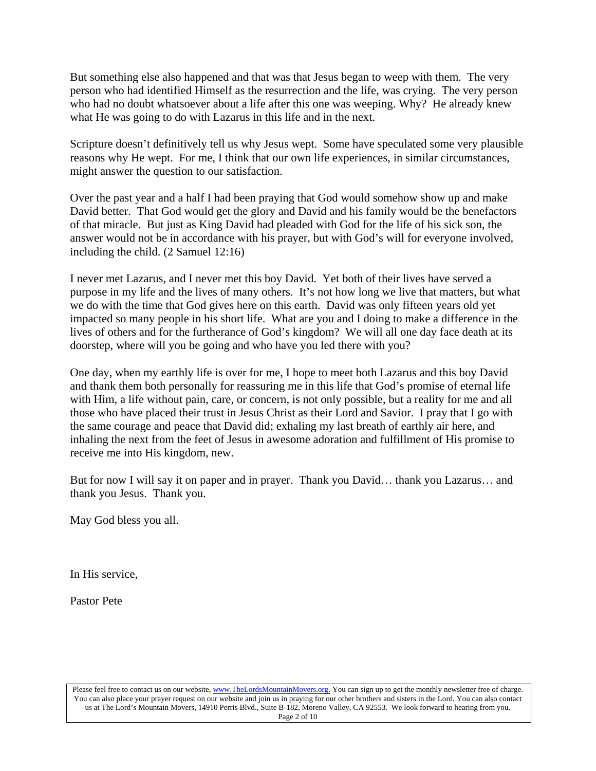But something else also happened and that was that Jesus began to weep with them. The very person who had identified Himself as the resurrection and the life, was crying. The very person who had no doubt whatsoever about a life after this one was weeping. Why? He already knew what He was going to do with Lazarus in this life and in the next.

Scripture doesn't definitively tell us why Jesus wept. Some have speculated some very plausible reasons why He wept. For me, I think that our own life experiences, in similar circumstances, might answer the question to our satisfaction.

Over the past year and a half I had been praying that God would somehow show up and make David better. That God would get the glory and David and his family would be the benefactors of that miracle. But just as King David had pleaded with God for the life of his sick son, the answer would not be in accordance with his prayer, but with God's will for everyone involved, including the child. (2 Samuel 12:16)

I never met Lazarus, and I never met this boy David. Yet both of their lives have served a purpose in my life and the lives of many others. It's not how long we live that matters, but what we do with the time that God gives here on this earth. David was only fifteen years old yet impacted so many people in his short life. What are you and I doing to make a difference in the lives of others and for the furtherance of God's kingdom? We will all one day face death at its doorstep, where will you be going and who have you led there with you?

One day, when my earthly life is over for me, I hope to meet both Lazarus and this boy David and thank them both personally for reassuring me in this life that God's promise of eternal life with Him, a life without pain, care, or concern, is not only possible, but a reality for me and all those who have placed their trust in Jesus Christ as their Lord and Savior. I pray that I go with the same courage and peace that David did; exhaling my last breath of earthly air here, and inhaling the next from the feet of Jesus in awesome adoration and fulfillment of His promise to receive me into His kingdom, new.

But for now I will say it on paper and in prayer. Thank you David… thank you Lazarus… and thank you Jesus. Thank you.

May God bless you all.

In His service,

Pastor Pete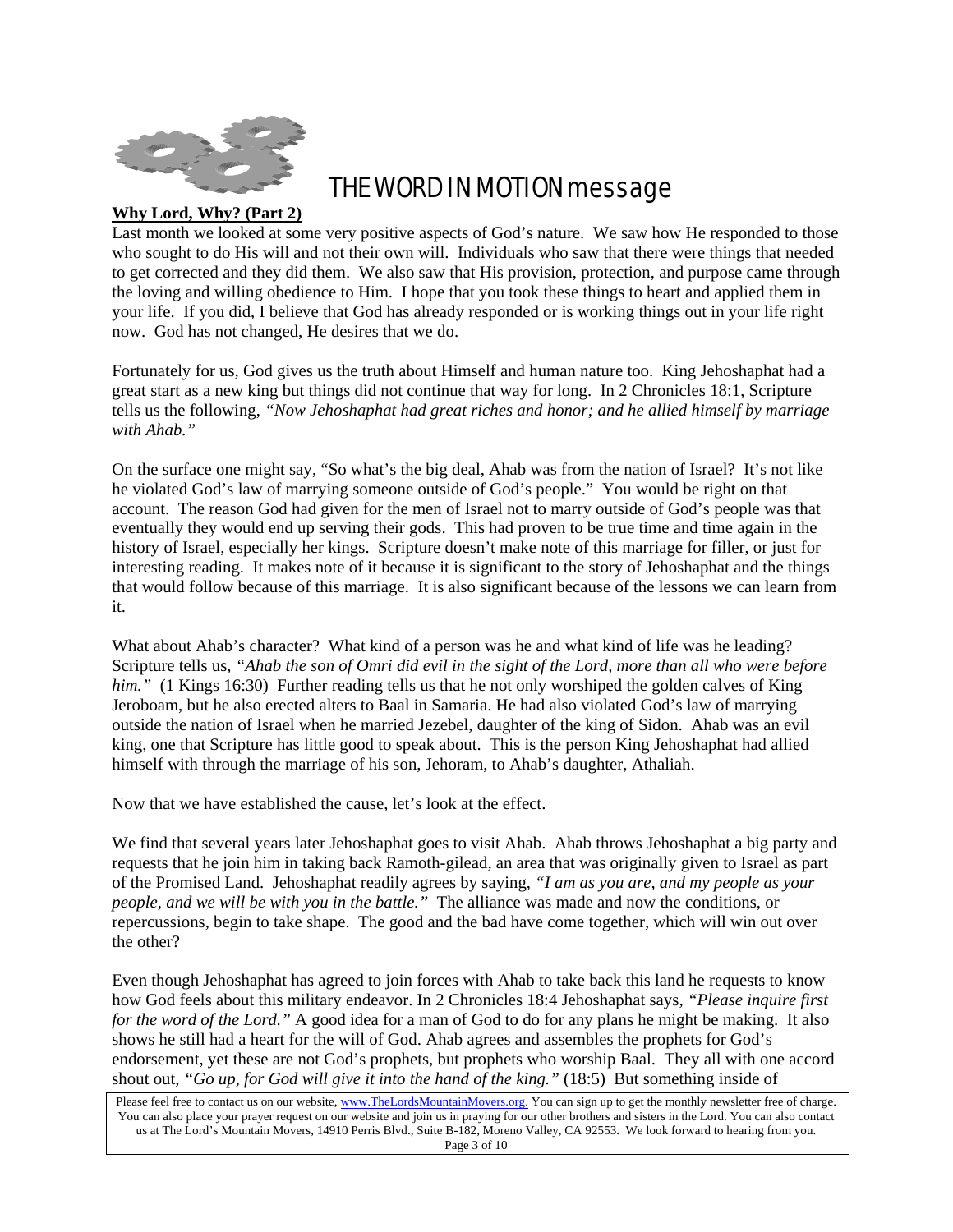# THE WORD IN MOTION message

**Why Lord, Why? (Part 2)**

Last month we looked at some very positive aspects of God's nature. We saw how He responded to those who sought to do His will and not their own will. Individuals who saw that there were things that needed to get corrected and they did them. We also saw that His provision, protection, and purpose came through the loving and willing obedience to Him. I hope that you took these things to heart and applied them in your life. If you did, I believe that God has already responded or is working things out in your life right now. God has not changed, He desires that we do.

Fortunately for us, God gives us the truth about Himself and human nature too. King Jehoshaphat had a great start as a new king but things did not continue that way for long. In 2 Chronicles 18:1, Scripture tells us the following, *"Now Jehoshaphat had great riches and honor; and he allied himself by marriage with Ahab."*

On the surface one might say, "So what's the big deal, Ahab was from the nation of Israel? It's not like he violated God's law of marrying someone outside of God's people." You would be right on that account. The reason God had given for the men of Israel not to marry outside of God's people was that eventually they would end up serving their gods. This had proven to be true time and time again in the history of Israel, especially her kings. Scripture doesn't make note of this marriage for filler, or just for interesting reading. It makes note of it because it is significant to the story of Jehoshaphat and the things that would follow because of this marriage. It is also significant because of the lessons we can learn from it.

What about Ahab's character? What kind of a person was he and what kind of life was he leading? Scripture tells us, *"Ahab the son of Omri did evil in the sight of the Lord, more than all who were before him."* (1 Kings 16:30) Further reading tells us that he not only worshiped the golden calves of King Jeroboam, but he also erected alters to Baal in Samaria. He had also violated God's law of marrying outside the nation of Israel when he married Jezebel, daughter of the king of Sidon. Ahab was an evil king, one that Scripture has little good to speak about. This is the person King Jehoshaphat had allied himself with through the marriage of his son, Jehoram, to Ahab's daughter, Athaliah.

Now that we have established the cause, let's look at the effect.

We find that several years later Jehoshaphat goes to visit Ahab. Ahab throws Jehoshaphat a big party and requests that he join him in taking back Ramoth-gilead, an area that was originally given to Israel as part of the Promised Land. Jehoshaphat readily agrees by saying, *"I am as you are, and my people as your people, and we will be with you in the battle."* The alliance was made and now the conditions, or repercussions, begin to take shape. The good and the bad have come together, which will win out over the other?

Even though Jehoshaphat has agreed to join forces with Ahab to take back this land he requests to know how God feels about this military endeavor. In 2 Chronicles 18:4 Jehoshaphat says, *"Please inquire first for the word of the Lord."* A good idea for a man of God to do for any plans he might be making. It also shows he still had a heart for the will of God. Ahab agrees and assembles the prophets for God's endorsement, yet these are not God's prophets, but prophets who worship Baal. They all with one accord shout out, *"Go up, for God will give it into the hand of the king."* (18:5) But something inside of

Please feel free to contact us on our website, www.TheLordsMountainMovers.org. You can sign up to get the monthly newsletter free of charge. You can also place your prayer request on our website and join us in praying for our other brothers and sisters in the Lord. You can also contact us at The Lord's Mountain Movers, 14910 Perris Blvd., Suite B-182, Moreno Valley, CA 92553. We look forward to hearing from you.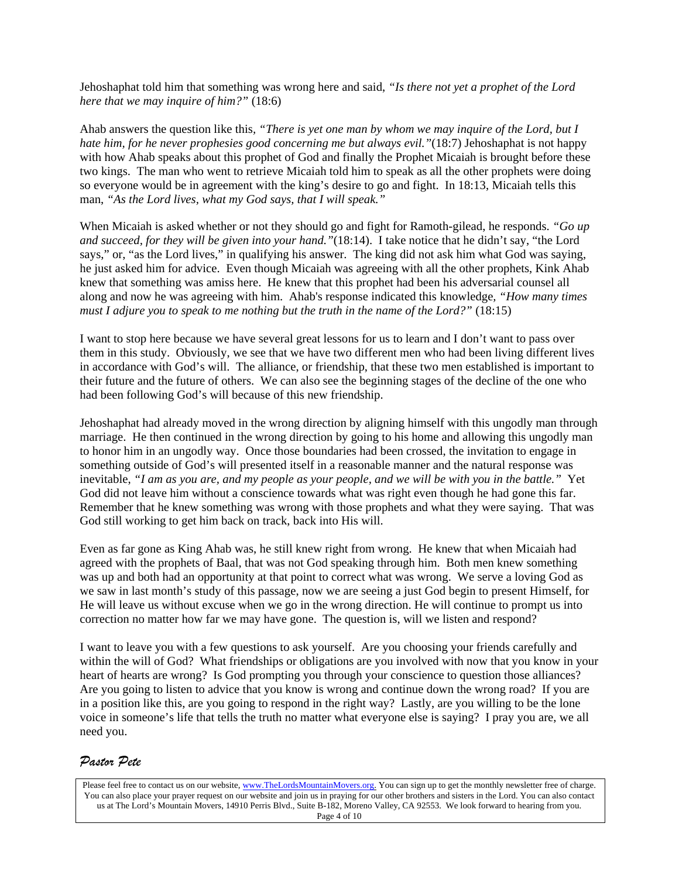Jehoshaphat told him that something was wrong here and said, *"Is there not yet a prophet of the Lord here that we may inquire of him?"* (18:6)

Ahab answers the question like this, *"There is yet one man by whom we may inquire of the Lord, but I hate him, for he never prophesies good concerning me but always evil."*(18:7) Jehoshaphat is not happy with how Ahab speaks about this prophet of God and finally the Prophet Micaiah is brought before these two kings. The man who went to retrieve Micaiah told him to speak as all the other prophets were doing so everyone would be in agreement with the king's desire to go and fight. In 18:13, Micaiah tells this man, *"As the Lord lives, what my God says, that I will speak."*

When Micaiah is asked whether or not they should go and fight for Ramoth-gilead, he responds. *"Go up and succeed, for they will be given into your hand."*(18:14). I take notice that he didn't say, "the Lord says," or, "as the Lord lives," in qualifying his answer. The king did not ask him what God was saying, he just asked him for advice. Even though Micaiah was agreeing with all the other prophets, Kink Ahab knew that something was amiss here. He knew that this prophet had been his adversarial counsel all along and now he was agreeing with him. Ahab's response indicated this knowledge, *"How many times must I adjure you to speak to me nothing but the truth in the name of the Lord?"* (18:15)

I want to stop here because we have several great lessons for us to learn and I don't want to pass over them in this study. Obviously, we see that we have two different men who had been living different lives in accordance with God's will. The alliance, or friendship, that these two men established is important to their future and the future of others. We can also see the beginning stages of the decline of the one who had been following God's will because of this new friendship.

Jehoshaphat had already moved in the wrong direction by aligning himself with this ungodly man through marriage. He then continued in the wrong direction by going to his home and allowing this ungodly man to honor him in an ungodly way. Once those boundaries had been crossed, the invitation to engage in something outside of God's will presented itself in a reasonable manner and the natural response was inevitable, *"I am as you are, and my people as your people, and we will be with you in the battle."* Yet God did not leave him without a conscience towards what was right even though he had gone this far. Remember that he knew something was wrong with those prophets and what they were saying. That was God still working to get him back on track, back into His will.

Even as far gone as King Ahab was, he still knew right from wrong. He knew that when Micaiah had agreed with the prophets of Baal, that was not God speaking through him. Both men knew something was up and both had an opportunity at that point to correct what was wrong. We serve a loving God as we saw in last month's study of this passage, now we are seeing a just God begin to present Himself, for He will leave us without excuse when we go in the wrong direction. He will continue to prompt us into correction no matter how far we may have gone. The question is, will we listen and respond?

I want to leave you with a few questions to ask yourself. Are you choosing your friends carefully and within the will of God? What friendships or obligations are you involved with now that you know in your heart of hearts are wrong? Is God prompting you through your conscience to question those alliances? Are you going to listen to advice that you know is wrong and continue down the wrong road? If you are in a position like this, are you going to respond in the right way? Lastly, are you willing to be the lone voice in someone's life that tells the truth no matter what everyone else is saying? I pray you are, we all need you.

*Pastor Pete*

Please feel free to contact us on our website, www.TheLordsMountainMovers.org. You can sign up to get the monthly newsletter free of charge. You can also place your prayer request on our website and join us in praying for our other brothers and sisters in the Lord. You can also contact us at The Lord's Mountain Movers, 14910 Perris Blvd., Suite B-182, Moreno Valley, CA 92553. We look forward to hearing from you.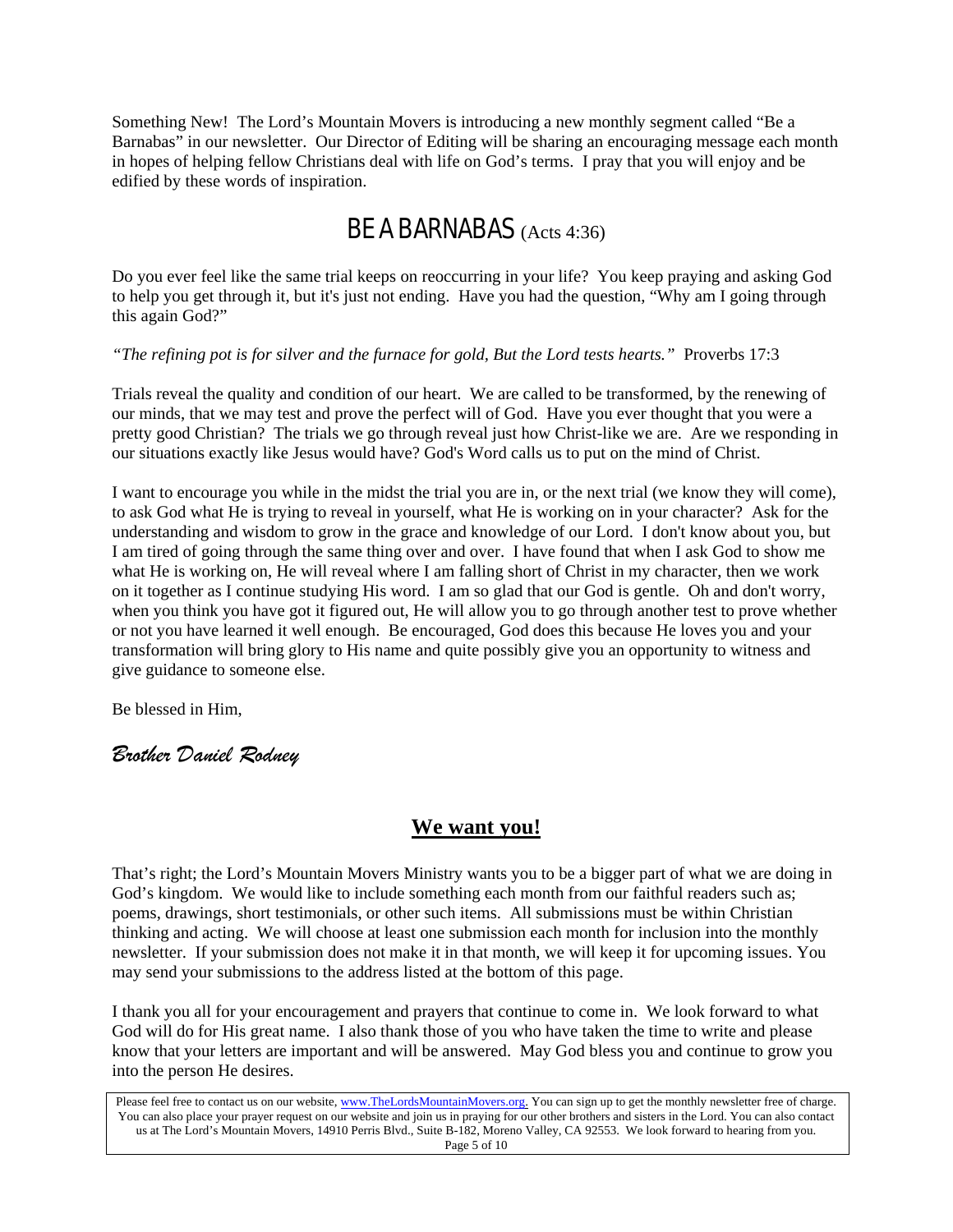Something New! The Lord's Mountain Movers is introducing a new monthly segment called "Be a Barnabas" in our newsletter. Our Director of Editing will be sharing an encouraging message each month in hopes of helping fellow Christians deal with life on God's terms. I pray that you will enjoy and be edified by these words of inspiration.

## BE A BARNABAS (Acts 4:36)

Do you ever feel like the same trial keeps on reoccurring in your life? You keep praying and asking God to help you get through it, but it's just not ending. Have you had the question, "Why am I going through this again God?"

*"The refining pot is for silver and the furnace for gold, But the Lord tests hearts."* Proverbs 17:3

Trials reveal the quality and condition of our heart. We are called to be transformed, by the renewing of our minds, that we may test and prove the perfect will of God. Have you ever thought that you were a pretty good Christian? The trials we go through reveal just how Christ-like we are. Are we responding in our situations exactly like Jesus would have? God's Word calls us to put on the mind of Christ.

I want to encourage you while in the midst the trial you are in, or the next trial (we know they will come), to ask God what He is trying to reveal in yourself, what He is working on in your character? Ask for the understanding and wisdom to grow in the grace and knowledge of our Lord. I don't know about you, but I am tired of going through the same thing over and over. I have found that when I ask God to show me what He is working on, He will reveal where I am falling short of Christ in my character, then we work on it together as I continue studying His word. I am so glad that our God is gentle. Oh and don't worry, when you think you have got it figured out, He will allow you to go through another test to prove whether or not you have learned it well enough. Be encouraged, God does this because He loves you and your transformation will bring glory to His name and quite possibly give you an opportunity to witness and give guidance to someone else.

Be blessed in Him,

*Brother Daniel Rodney*

## **We want you!**

That's right; the Lord's Mountain Movers Ministry wants you to be a bigger part of what we are doing in God's kingdom. We would like to include something each month from our faithful readers such as; poems, drawings, short testimonials, or other such items. All submissions must be within Christian thinking and acting. We will choose at least one submission each month for inclusion into the monthly newsletter. If your submission does not make it in that month, we will keep it for upcoming issues. You may send your submissions to the address listed at the bottom of this page.

I thank you all for your encouragement and prayers that continue to come in. We look forward to what God will do for His great name. I also thank those of you who have taken the time to write and please know that your letters are important and will be answered. May God bless you and continue to grow you into the person He desires.

Please feel free to contact us on our website, www.TheLordsMountainMovers.org. You can sign up to get the monthly newsletter free of charge. You can also place your prayer request on our website and join us in praying for our other brothers and sisters in the Lord. You can also contact us at The Lord's Mountain Movers, 14910 Perris Blvd., Suite B-182, Moreno Valley, CA 92553. We look forward to hearing from you.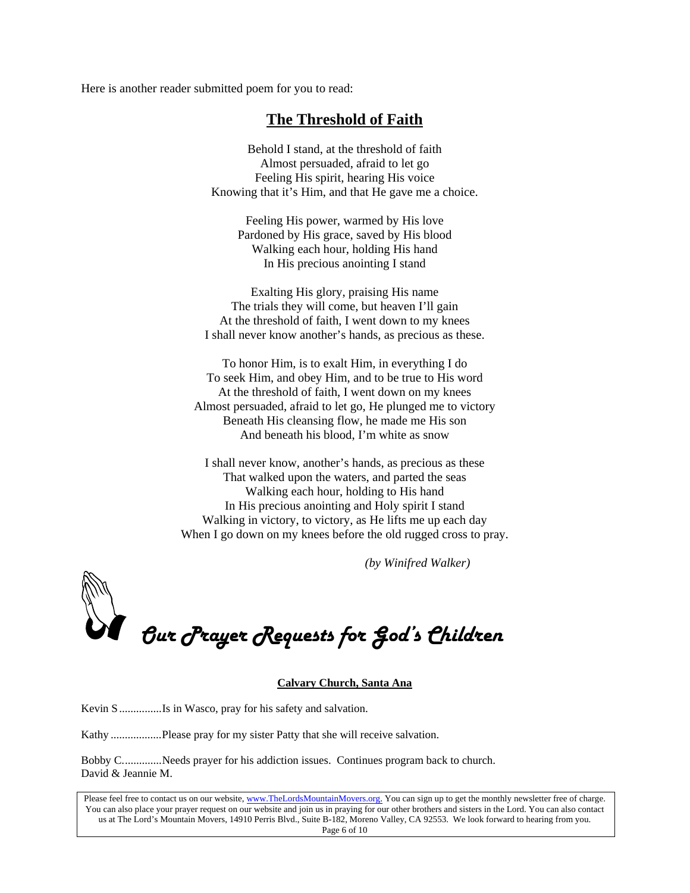Here is another reader submitted poem for you to read:

## The Threshold of Faith

Behold I stand, at the threshold of faith  
Almost persuaded, afraid to let go  
Feeling His spirit, hearing His voice  
Knowing that it's Him, and that He gave me a choice.

Feeling His power, warmed by His love  
Pardoned by His grace, saved by His blood  
Walking each hour, holding His hand  
In His precious anointing I stand

Exalting His glory, praising His name  
The trials they will come, but heaven I'll gain  
At the threshold of faith, I went down to my knees  
I shall never know another's hands, as precious as these.

To honor Him, is to exalt Him, in everything I do  
To seek Him, and obey Him, and to be true to His word  
At the threshold of faith, I went down on my knees  
Almost persuaded, afraid to let go, He plunged me to victory  
Beneath His cleansing flow, he made me His son  
And beneath his blood, I'm white as snow

I shall never know, another's hands, as precious as these  
That walked upon the waters, and parted the seas  
Walking each hour, holding to His hand  
In His precious anointing and Holy spirit I stand  
Walking in victory, to victory, as He lifts me up each day  
When I go down on my knees before the old rugged cross to pray.

*(by Winifred Walker)*

# *Our Prayer Requests for God's Children*

**Calvary Church, Santa Ana**

Kevin S ...............Is in Wasco, pray for his safety and salvation.

Kathy ..................Please pray for my sister Patty that she will receive salvation.

Bobby C..............Needs prayer for his addiction issues. Continues program back to church.  
David & Jeannie M.

Please feel free to contact us on our website, www.TheLordsMountainMovers.org. You can sign up to get the monthly newsletter free of charge. You can also place your prayer request on our website and join us in praying for our other brothers and sisters in the Lord. You can also contact us at The Lord's Mountain Movers, 14910 Perris Blvd., Suite B-182, Moreno Valley, CA 92553. We look forward to hearing from you.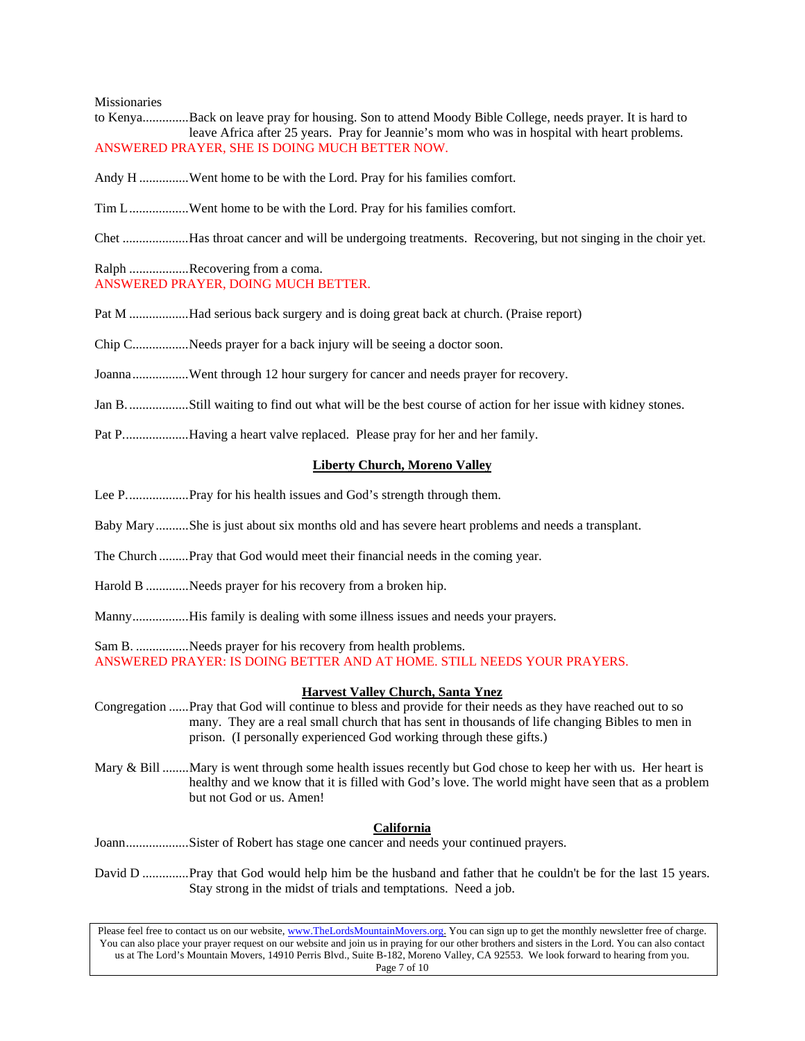Missionaries

to Kenya..............Back on leave pray for housing. Son to attend Moody Bible College, needs prayer. It is hard to leave Africa after 25 years. Pray for Jeannie's mom who was in hospital with heart problems.
ANSWERED PRAYER, SHE IS DOING MUCH BETTER NOW.

Andy H ..............Went home to be with the Lord. Pray for his families comfort.

Tim L..................Went home to be with the Lord. Pray for his families comfort.

Chet ....................Has throat cancer and will be undergoing treatments. Recovering, but not singing in the choir yet.

Ralph ..................Recovering from a coma.
ANSWERED PRAYER, DOING MUCH BETTER.

Pat M ..................Had serious back surgery and is doing great back at church. (Praise report)

Chip C.................Needs prayer for a back injury will be seeing a doctor soon.

Joanna.................Went through 12 hour surgery for cancer and needs prayer for recovery.

Jan B. ..................Still waiting to find out what will be the best course of action for her issue with kidney stones.

Pat P....................Having a heart valve replaced. Please pray for her and her family.

## Liberty Church, Moreno Valley

Lee P...................Pray for his health issues and God's strength through them.

Baby Mary..........She is just about six months old and has severe heart problems and needs a transplant.

The Church .........Pray that God would meet their financial needs in the coming year.

Harold B .............Needs prayer for his recovery from a broken hip.

Manny.................His family is dealing with some illness issues and needs your prayers.

Sam B. ................Needs prayer for his recovery from health problems.
ANSWERED PRAYER: IS DOING BETTER AND AT HOME. STILL NEEDS YOUR PRAYERS.

## Harvest Valley Church, Santa Ynez

Congregation ......Pray that God will continue to bless and provide for their needs as they have reached out to so many. They are a real small church that has sent in thousands of life changing Bibles to men in prison. (I personally experienced God working through these gifts.)

Mary & Bill ........Mary is went through some health issues recently but God chose to keep her with us. Her heart is healthy and we know that it is filled with God's love. The world might have seen that as a problem but not God or us. Amen!

## California

Joann...................Sister of Robert has stage one cancer and needs your continued prayers.

David D ..............Pray that God would help him be the husband and father that he couldn't be for the last 15 years. Stay strong in the midst of trials and temptations. Need a job.

Please feel free to contact us on our website, www.TheLordsMountainMovers.org. You can sign up to get the monthly newsletter free of charge. You can also place your prayer request on our website and join us in praying for our other brothers and sisters in the Lord. You can also contact us at The Lord's Mountain Movers, 14910 Perris Blvd., Suite B-182, Moreno Valley, CA 92553. We look forward to hearing from you.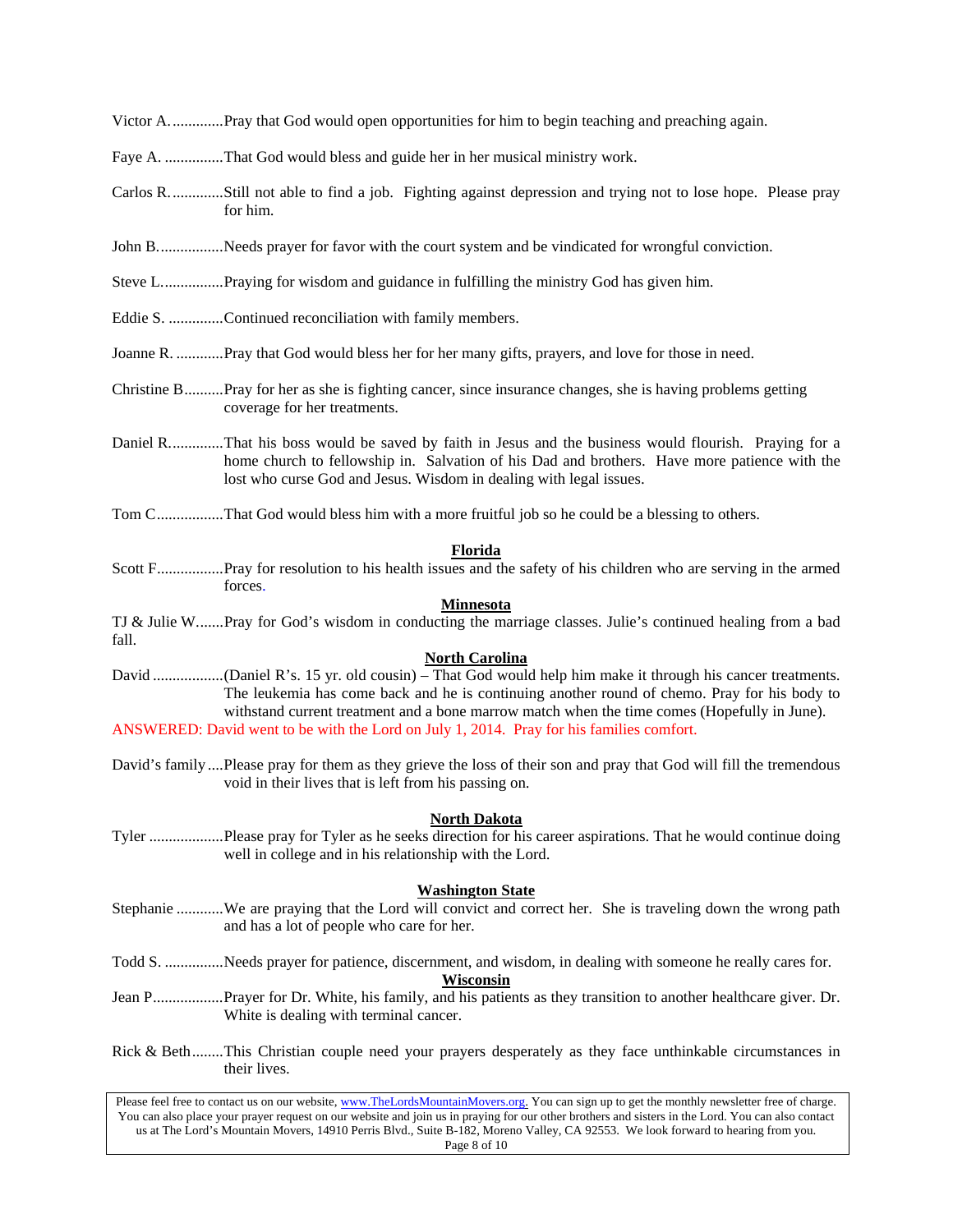Victor A. .............Pray that God would open opportunities for him to begin teaching and preaching again.

Faye A. ...............That God would bless and guide her in her musical ministry work.

Carlos R. .............Still not able to find a job. Fighting against depression and trying not to lose hope. Please pray for him.

John B. ................Needs prayer for favor with the court system and be vindicated for wrongful conviction.

Steve L. ...............Praying for wisdom and guidance in fulfilling the ministry God has given him.

Eddie S. ..............Continued reconciliation with family members.

Joanne R. ............Pray that God would bless her for her many gifts, prayers, and love for those in need.

Christine B..........Pray for her as she is fighting cancer, since insurance changes, she is having problems getting coverage for her treatments.

Daniel R. .............That his boss would be saved by faith in Jesus and the business would flourish. Praying for a home church to fellowship in. Salvation of his Dad and brothers. Have more patience with the lost who curse God and Jesus. Wisdom in dealing with legal issues.

Tom C.................That God would bless him with a more fruitful job so he could be a blessing to others.

## Florida

Scott F.................Pray for resolution to his health issues and the safety of his children who are serving in the armed forces.

## Minnesota

TJ & Julie W.......Pray for God's wisdom in conducting the marriage classes. Julie's continued healing from a bad fall.

## North Carolina

David ..................(Daniel R's. 15 yr. old cousin) – That God would help him make it through his cancer treatments. The leukemia has come back and he is continuing another round of chemo. Pray for his body to withstand current treatment and a bone marrow match when the time comes (Hopefully in June).

ANSWERED: David went to be with the Lord on July 1, 2014. Pray for his families comfort.

David's family....Please pray for them as they grieve the loss of their son and pray that God will fill the tremendous void in their lives that is left from his passing on.

## North Dakota

Tyler ...................Please pray for Tyler as he seeks direction for his career aspirations. That he would continue doing well in college and in his relationship with the Lord.

## Washington State

Stephanie ............We are praying that the Lord will convict and correct her. She is traveling down the wrong path and has a lot of people who care for her.

Todd S. ...............Needs prayer for patience, discernment, and wisdom, in dealing with someone he really cares for.

## Wisconsin

Jean P..................Prayer for Dr. White, his family, and his patients as they transition to another healthcare giver. Dr. White is dealing with terminal cancer.

Rick & Beth........This Christian couple need your prayers desperately as they face unthinkable circumstances in their lives.

Please feel free to contact us on our website, www.TheLordsMountainMovers.org. You can sign up to get the monthly newsletter free of charge. You can also place your prayer request on our website and join us in praying for our other brothers and sisters in the Lord. You can also contact us at The Lord's Mountain Movers, 14910 Perris Blvd., Suite B-182, Moreno Valley, CA 92553. We look forward to hearing from you.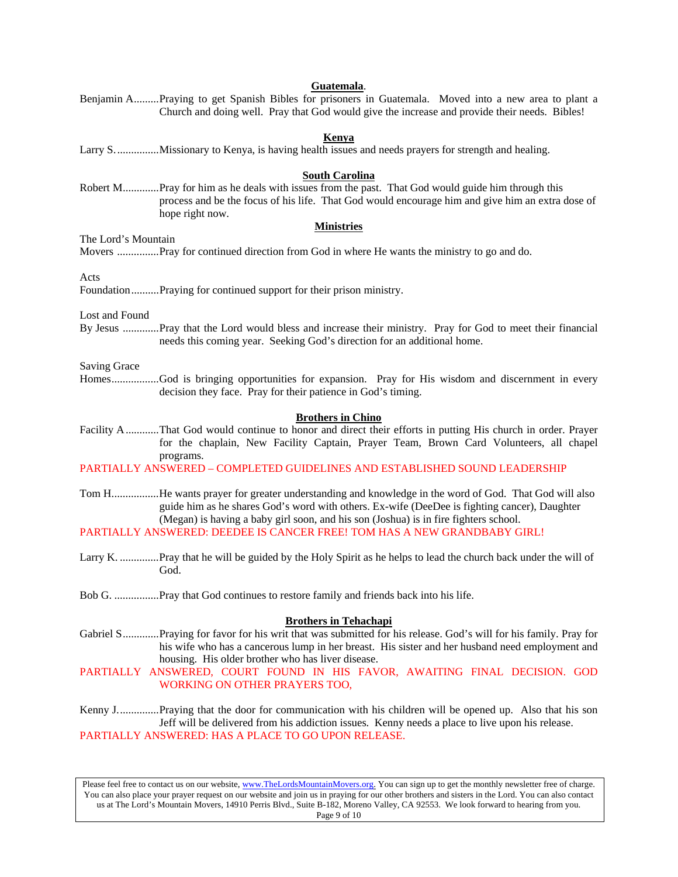## **Guatemala**.

Benjamin A.........Praying to get Spanish Bibles for prisoners in Guatemala. Moved into a new area to plant a Church and doing well. Pray that God would give the increase and provide their needs. Bibles!

## **Kenya**

Larry S. ..............Missionary to Kenya, is having health issues and needs prayers for strength and healing.

## **South Carolina**

Robert M.............Pray for him as he deals with issues from the past. That God would guide him through this process and be the focus of his life. That God would encourage him and give him an extra dose of hope right now.

## **Ministries**

The Lord's Mountain
Movers ...............Pray for continued direction from God in where He wants the ministry to go and do.

Acts
Foundation..........Praying for continued support for their prison ministry.

Lost and Found
By Jesus .............Pray that the Lord would bless and increase their ministry. Pray for God to meet their financial needs this coming year. Seeking God's direction for an additional home.

Saving Grace
Homes.................God is bringing opportunities for expansion. Pray for His wisdom and discernment in every decision they face. Pray for their patience in God's timing.

## **Brothers in Chino**

Facility A............That God would continue to honor and direct their efforts in putting His church in order. Prayer for the chaplain, New Facility Captain, Prayer Team, Brown Card Volunteers, all chapel programs.

PARTIALLY ANSWERED – COMPLETED GUIDELINES AND ESTABLISHED SOUND LEADERSHIP

Tom H.................He wants prayer for greater understanding and knowledge in the word of God. That God will also guide him as he shares God's word with others. Ex-wife (DeeDee is fighting cancer), Daughter (Megan) is having a baby girl soon, and his son (Joshua) is in fire fighters school.

PARTIALLY ANSWERED: DEEDEE IS CANCER FREE! TOM HAS A NEW GRANDBABY GIRL!

Larry K. ..............Pray that he will be guided by the Holy Spirit as he helps to lead the church back under the will of God.

Bob G. ................Pray that God continues to restore family and friends back into his life.

## **Brothers in Tehachapi**

Gabriel S.............Praying for favor for his writ that was submitted for his release. God's will for his family. Pray for his wife who has a cancerous lump in her breast. His sister and her husband need employment and housing. His older brother who has liver disease.

PARTIALLY ANSWERED, COURT FOUND IN HIS FAVOR, AWAITING FINAL DECISION. GOD WORKING ON OTHER PRAYERS TOO,

Kenny J...............Praying that the door for communication with his children will be opened up. Also that his son Jeff will be delivered from his addiction issues. Kenny needs a place to live upon his release.

PARTIALLY ANSWERED: HAS A PLACE TO GO UPON RELEASE.

Please feel free to contact us on our website, www.TheLordsMountainMovers.org. You can sign up to get the monthly newsletter free of charge. You can also place your prayer request on our website and join us in praying for our other brothers and sisters in the Lord. You can also contact us at The Lord's Mountain Movers, 14910 Perris Blvd., Suite B-182, Moreno Valley, CA 92553. We look forward to hearing from you.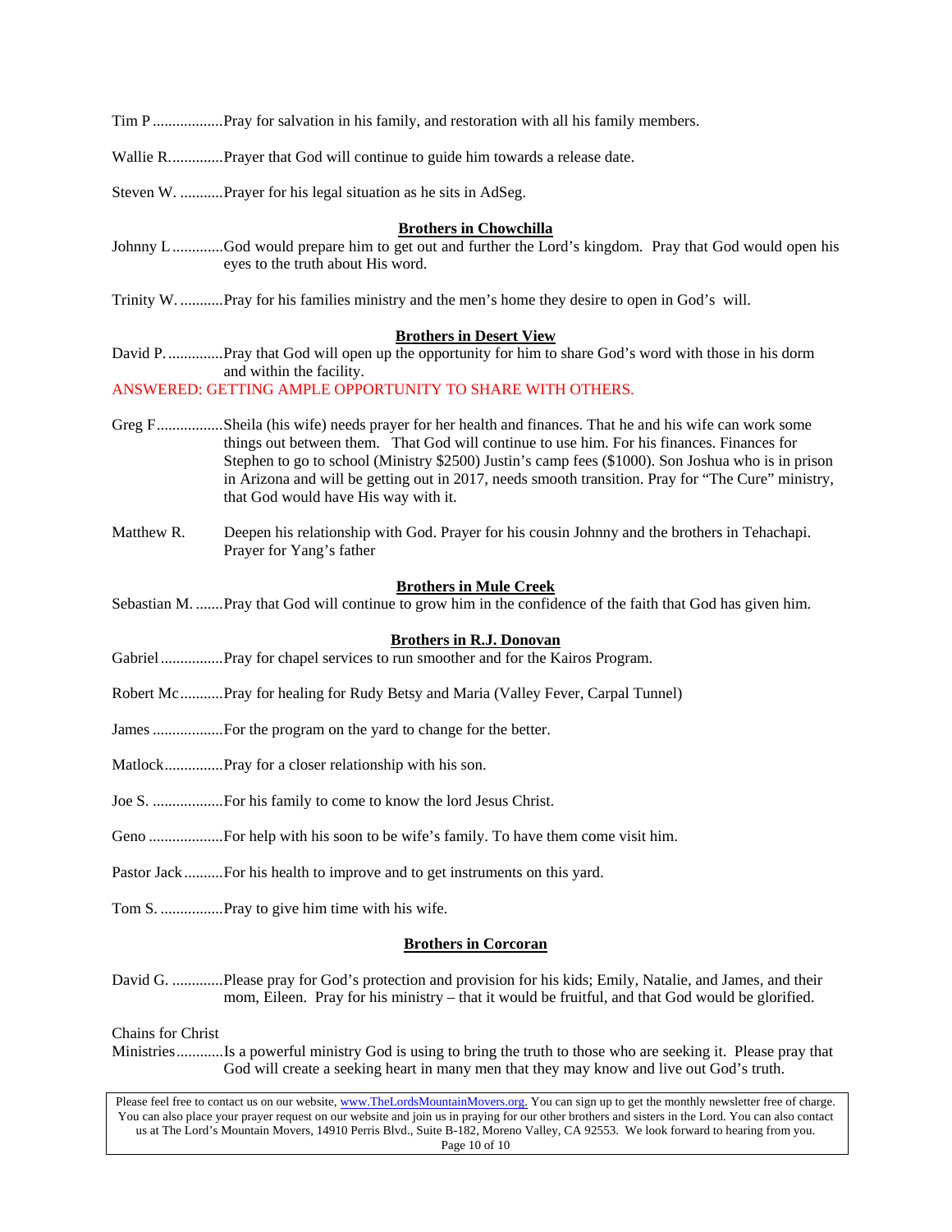Tim P ..................Pray for salvation in his family, and restoration with all his family members.

Wallie R.............Prayer that God will continue to guide him towards a release date.

Steven W. ...........Prayer for his legal situation as he sits in AdSeg.

**Brothers in Chowchilla**

Johnny L .............God would prepare him to get out and further the Lord's kingdom. Pray that God would open his eyes to the truth about His word.

Trinity W. ...........Pray for his families ministry and the men's home they desire to open in God's will.

**Brothers in Desert View**

David P. ..............Pray that God will open up the opportunity for him to share God's word with those in his dorm and within the facility.

ANSWERED: GETTING AMPLE OPPORTUNITY TO SHARE WITH OTHERS.

Greg F.................Sheila (his wife) needs prayer for her health and finances. That he and his wife can work some things out between them. That God will continue to use him. For his finances. Finances for Stephen to go to school (Ministry $2500) Justin's camp fees ($1000). Son Joshua who is in prison in Arizona and will be getting out in 2017, needs smooth transition. Pray for "The Cure" ministry, that God would have His way with it.

Matthew R. Deepen his relationship with God. Prayer for his cousin Johnny and the brothers in Tehachapi. Prayer for Yang's father

**Brothers in Mule Creek**

Sebastian M. .......Pray that God will continue to grow him in the confidence of the faith that God has given him.

**Brothers in R.J. Donovan**

Gabriel ................Pray for chapel services to run smoother and for the Kairos Program.

Robert Mc...........Pray for healing for Rudy Betsy and Maria (Valley Fever, Carpal Tunnel)

James ..................For the program on the yard to change for the better.

Matlock..............Pray for a closer relationship with his son.

Joe S. ..................For his family to come to know the lord Jesus Christ.

Geno ...................For help with his soon to be wife's family. To have them come visit him.

Pastor Jack..........For his health to improve and to get instruments on this yard.

Tom S. ................Pray to give him time with his wife.

**Brothers in Corcoran**

David G. .............Please pray for God's protection and provision for his kids; Emily, Natalie, and James, and their mom, Eileen. Pray for his ministry – that it would be fruitful, and that God would be glorified.

Chains for Christ Ministries............Is a powerful ministry God is using to bring the truth to those who are seeking it. Please pray that God will create a seeking heart in many men that they may know and live out God's truth.

Please feel free to contact us on our website, www.TheLordsMountainMovers.org. You can sign up to get the monthly newsletter free of charge. You can also place your prayer request on our website and join us in praying for our other brothers and sisters in the Lord. You can also contact us at The Lord's Mountain Movers, 14910 Perris Blvd., Suite B-182, Moreno Valley, CA 92553. We look forward to hearing from you.